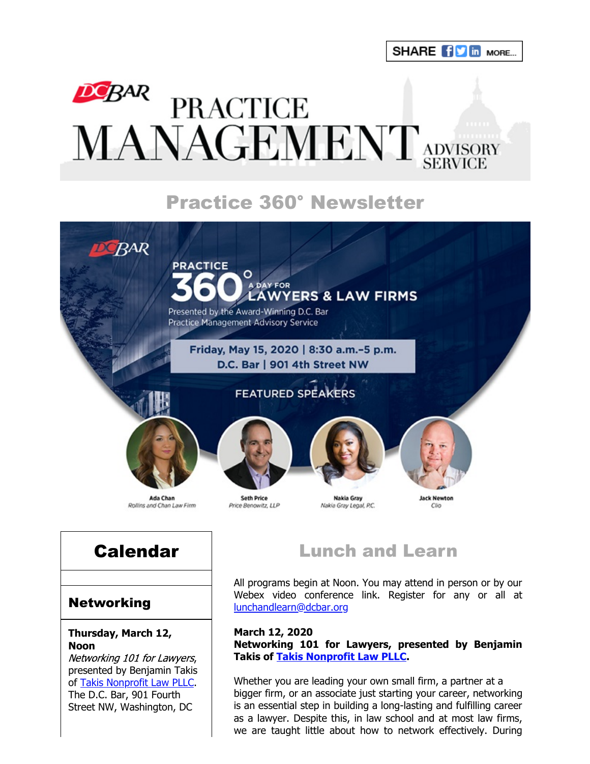SHARE MORE...

# DC BAR PRACTICE MANAGEMENT ADVISORY SERVICE

## Practice 360° Newsletter

DC BAR

PRACTICE 360° A DAY FOR LAWYERS & LAW FIRMS

Presented by the Award-Winning D.C. Bar Practice Management Advisory Service

Friday, May 15, 2020 | 8:30 a.m.–5 p.m.
D.C. Bar | 901 4th Street NW

FEATURED SPEAKERS

Ada Chan
Rollins and Chan Law Firm

Seth Price
Price Benowitz, LLP

Nakia Gray
Nakia Gray Legal, P.C.

Jack Newton
Clio

## Calendar

### Networking

**Thursday, March 12, Noon**
*Networking 101 for Lawyers*, presented by Benjamin Takis of Takis Nonprofit Law PLLC. The D.C. Bar, 901 Fourth Street NW, Washington, DC

## Lunch and Learn

All programs begin at Noon. You may attend in person or by our Webex video conference link. Register for any or all at lunchandlearn@dcbar.org

**March 12, 2020**
**Networking 101 for Lawyers, presented by Benjamin Takis of Takis Nonprofit Law PLLC.**

Whether you are leading your own small firm, a partner at a bigger firm, or an associate just starting your career, networking is an essential step in building a long-lasting and fulfilling career as a lawyer. Despite this, in law school and at most law firms, we are taught little about how to network effectively. During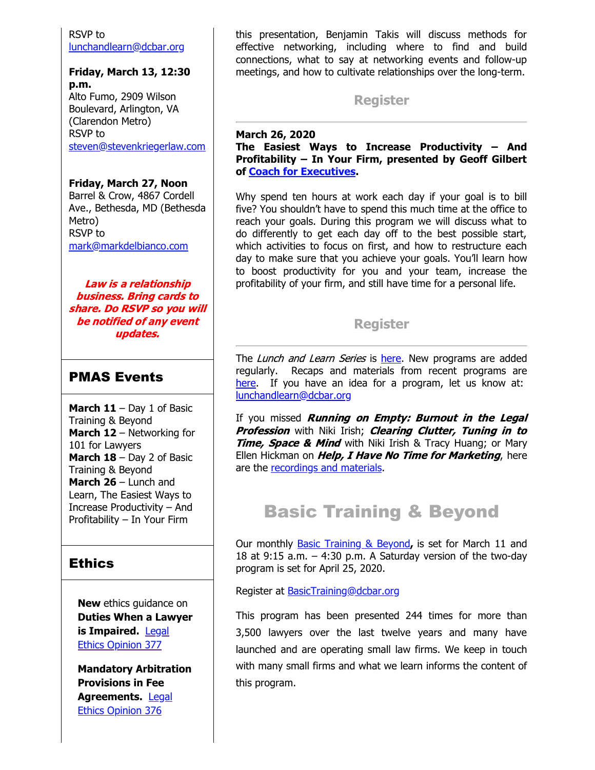RSVP to
lunchandlearn@dcbar.org

**Friday, March 13, 12:30 p.m.**
Alto Fumo, 2909 Wilson Boulevard, Arlington, VA (Clarendon Metro)
RSVP to
steven@stevenkriegerlaw.com

**Friday, March 27, Noon**
Barrel & Crow, 4867 Cordell Ave., Bethesda, MD (Bethesda Metro)
RSVP to
mark@markdelbianco.com

***Law is a relationship business. Bring cards to share. Do RSVP so you will be notified of any event updates.***

## PMAS Events

**March 11** – Day 1 of Basic Training & Beyond
**March 12** – Networking for 101 for Lawyers
**March 18** – Day 2 of Basic Training & Beyond
**March 26** – Lunch and Learn, The Easiest Ways to Increase Productivity – And Profitability – In Your Firm

## Ethics

**New** ethics guidance on **Duties When a Lawyer is Impaired.** Legal Ethics Opinion 377

**Mandatory Arbitration Provisions in Fee Agreements.** Legal Ethics Opinion 376

this presentation, Benjamin Takis will discuss methods for effective networking, including where to find and build connections, what to say at networking events and follow-up meetings, and how to cultivate relationships over the long-term.

Register

---

**March 26, 2020**
**The Easiest Ways to Increase Productivity – And Profitability – In Your Firm, presented by Geoff Gilbert of Coach for Executives.**

Why spend ten hours at work each day if your goal is to bill five? You shouldn't have to spend this much time at the office to reach your goals. During this program we will discuss what to do differently to get each day off to the best possible start, which activities to focus on first, and how to restructure each day to make sure that you achieve your goals. You'll learn how to boost productivity for you and your team, increase the profitability of your firm, and still have time for a personal life.

Register

---

The *Lunch and Learn Series* is here. New programs are added regularly. Recaps and materials from recent programs are here. If you have an idea for a program, let us know at: lunchandlearn@dcbar.org

If you missed ***Running on Empty: Burnout in the Legal Profession*** with Niki Irish; ***Clearing Clutter, Tuning in to Time, Space & Mind*** with Niki Irish & Tracy Huang; or Mary Ellen Hickman on ***Help, I Have No Time for Marketing***, here are the recordings and materials.

# Basic Training & Beyond

Our monthly Basic Training & Beyond**,** is set for March 11 and 18 at 9:15 a.m. – 4:30 p.m. A Saturday version of the two-day program is set for April 25, 2020.

Register at BasicTraining@dcbar.org

This program has been presented 244 times for more than 3,500 lawyers over the last twelve years and many have launched and are operating small law firms. We keep in touch with many small firms and what we learn informs the content of this program.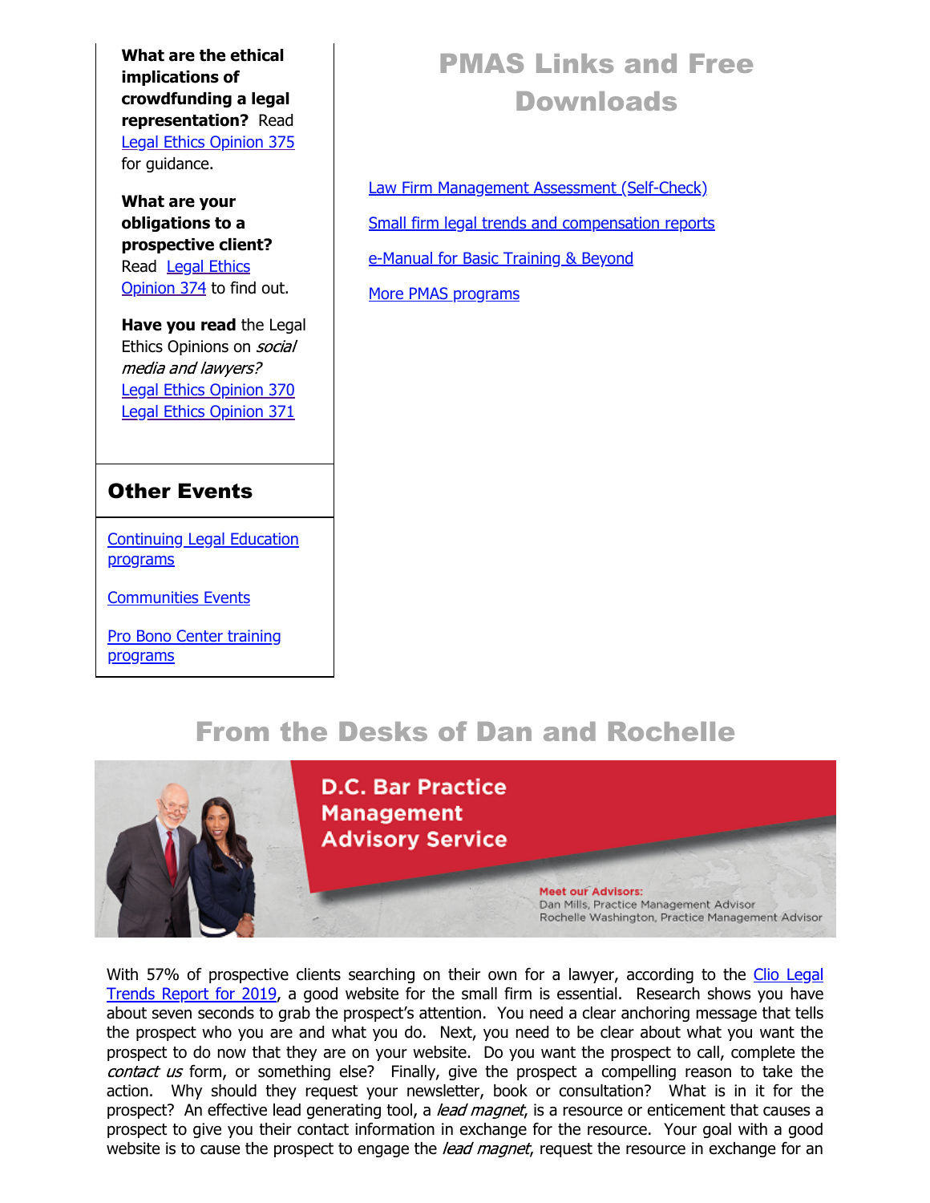**What are the ethical implications of crowdfunding a legal representation?** Read Legal Ethics Opinion 375 for guidance.

**What are your obligations to a prospective client?** Read Legal Ethics Opinion 374 to find out.

**Have you read** the Legal Ethics Opinions on *social media and lawyers?*
Legal Ethics Opinion 370
Legal Ethics Opinion 371

## Other Events

Continuing Legal Education programs

Communities Events

Pro Bono Center training programs

## PMAS Links and Free Downloads

Law Firm Management Assessment (Self-Check)

Small firm legal trends and compensation reports

e-Manual for Basic Training & Beyond

More PMAS programs

## From the Desks of Dan and Rochelle

D.C. Bar Practice Management Advisory Service

Meet our Advisors:
Dan Mills, Practice Management Advisor
Rochelle Washington, Practice Management Advisor

With 57% of prospective clients searching on their own for a lawyer, according to the Clio Legal Trends Report for 2019, a good website for the small firm is essential. Research shows you have about seven seconds to grab the prospect's attention. You need a clear anchoring message that tells the prospect who you are and what you do. Next, you need to be clear about what you want the prospect to do now that they are on your website. Do you want the prospect to call, complete the *contact us* form, or something else? Finally, give the prospect a compelling reason to take the action. Why should they request your newsletter, book or consultation? What is in it for the prospect? An effective lead generating tool, a *lead magnet*, is a resource or enticement that causes a prospect to give you their contact information in exchange for the resource. Your goal with a good website is to cause the prospect to engage the *lead magnet*, request the resource in exchange for an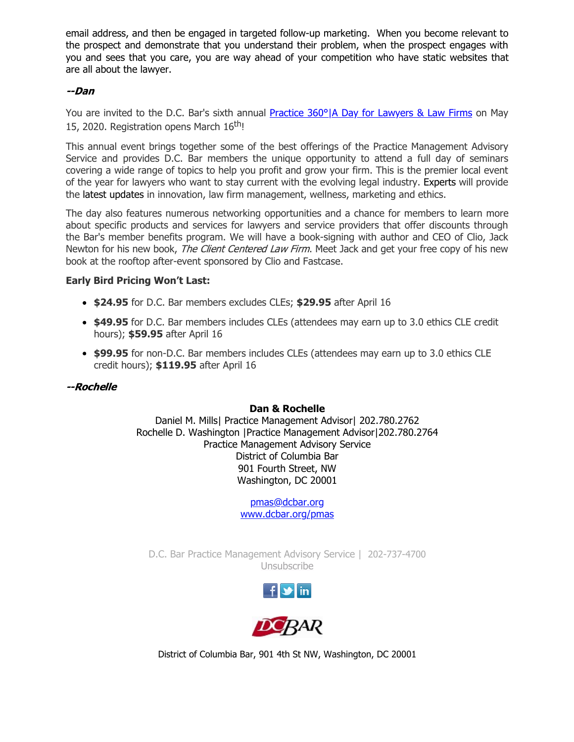email address, and then be engaged in targeted follow-up marketing. When you become relevant to the prospect and demonstrate that you understand their problem, when the prospect engages with you and sees that you care, you are way ahead of your competition who have static websites that are all about the lawyer.

***--Dan***

You are invited to the D.C. Bar's sixth annual [Practice 360°|A Day for Lawyers & Law Firms] on May 15, 2020. Registration opens March 16th!

This annual event brings together some of the best offerings of the Practice Management Advisory Service and provides D.C. Bar members the unique opportunity to attend a full day of seminars covering a wide range of topics to help you profit and grow your firm. This is the premier local event of the year for lawyers who want to stay current with the evolving legal industry. Experts will provide the latest updates in innovation, law firm management, wellness, marketing and ethics.

The day also features numerous networking opportunities and a chance for members to learn more about specific products and services for lawyers and service providers that offer discounts through the Bar's member benefits program. We will have a book-signing with author and CEO of Clio, Jack Newton for his new book, *The Client Centered Law Firm*. Meet Jack and get your free copy of his new book at the rooftop after-event sponsored by Clio and Fastcase.

**Early Bird Pricing Won't Last:**

- **$24.95** for D.C. Bar members excludes CLEs; **$29.95** after April 16
- **$49.95** for D.C. Bar members includes CLEs (attendees may earn up to 3.0 ethics CLE credit hours); **$59.95** after April 16
- **$99.95** for non-D.C. Bar members includes CLEs (attendees may earn up to 3.0 ethics CLE credit hours); **$119.95** after April 16

***--Rochelle***

**Dan & Rochelle**
Daniel M. Mills| Practice Management Advisor| 202.780.2762
Rochelle D. Washington |Practice Management Advisor|202.780.2764
Practice Management Advisory Service
District of Columbia Bar
901 Fourth Street, NW
Washington, DC 20001

pmas@dcbar.org
www.dcbar.org/pmas

D.C. Bar Practice Management Advisory Service | 202-737-4700
Unsubscribe

District of Columbia Bar, 901 4th St NW, Washington, DC 20001